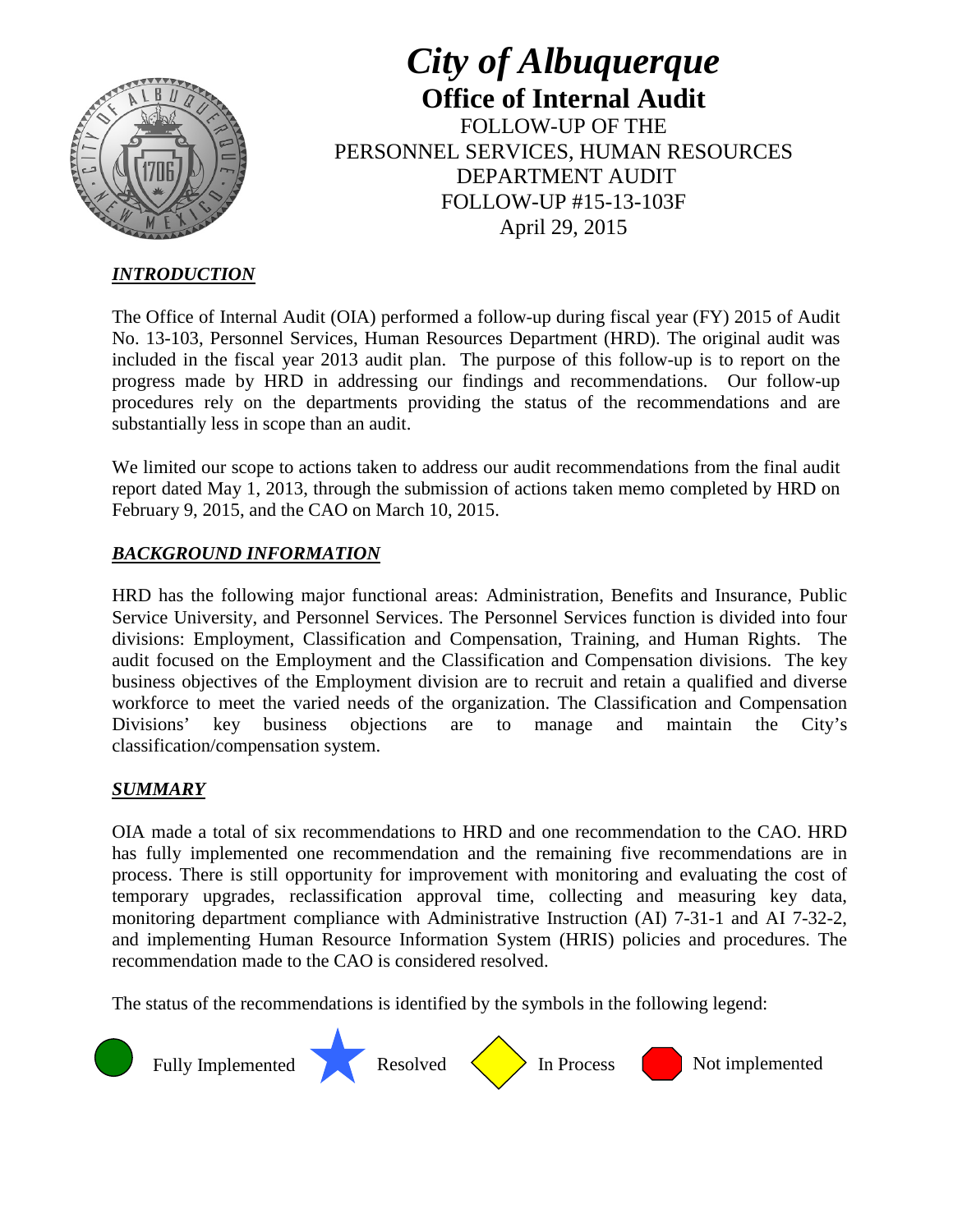# *City of Albuquerque*

## Office of Internal Audit

FOLLOW-UP OF THE
PERSONNEL SERVICES, HUMAN RESOURCES
DEPARTMENT AUDIT
FOLLOW-UP #15-13-103F
April 29, 2015

### ***INTRODUCTION***

The Office of Internal Audit (OIA) performed a follow-up during fiscal year (FY) 2015 of Audit No. 13-103, Personnel Services, Human Resources Department (HRD). The original audit was included in the fiscal year 2013 audit plan. The purpose of this follow-up is to report on the progress made by HRD in addressing our findings and recommendations. Our follow-up procedures rely on the departments providing the status of the recommendations and are substantially less in scope than an audit.

We limited our scope to actions taken to address our audit recommendations from the final audit report dated May 1, 2013, through the submission of actions taken memo completed by HRD on February 9, 2015, and the CAO on March 10, 2015.

### ***BACKGROUND INFORMATION***

HRD has the following major functional areas: Administration, Benefits and Insurance, Public Service University, and Personnel Services. The Personnel Services function is divided into four divisions: Employment, Classification and Compensation, Training, and Human Rights. The audit focused on the Employment and the Classification and Compensation divisions. The key business objectives of the Employment division are to recruit and retain a qualified and diverse workforce to meet the varied needs of the organization. The Classification and Compensation Divisions' key business objections are to manage and maintain the City's classification/compensation system.

### ***SUMMARY***

OIA made a total of six recommendations to HRD and one recommendation to the CAO. HRD has fully implemented one recommendation and the remaining five recommendations are in process. There is still opportunity for improvement with monitoring and evaluating the cost of temporary upgrades, reclassification approval time, collecting and measuring key data, monitoring department compliance with Administrative Instruction (AI) 7-31-1 and AI 7-32-2, and implementing Human Resource Information System (HRIS) policies and procedures. The recommendation made to the CAO is considered resolved.

The status of the recommendations is identified by the symbols in the following legend:

Fully Implemented    Resolved    In Process    Not implemented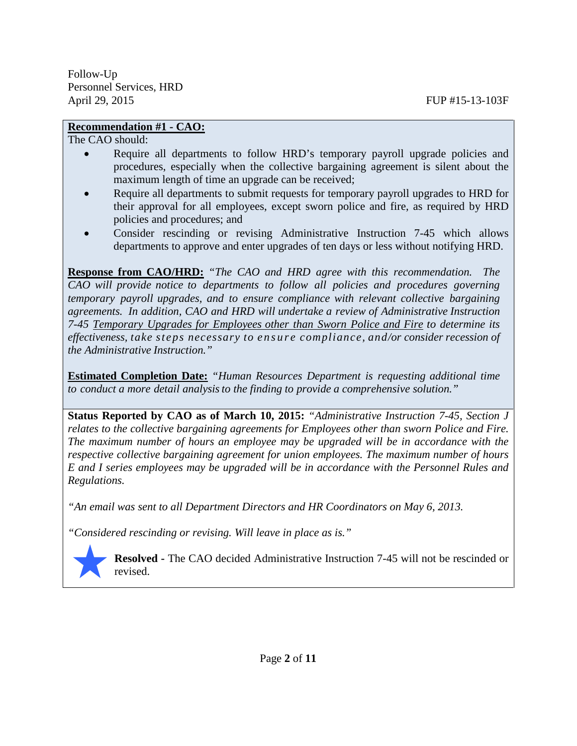Follow-Up
Personnel Services, HRD
April 29, 2015

FUP #15-13-103F

**Recommendation #1 - CAO:**

The CAO should:

- Require all departments to follow HRD's temporary payroll upgrade policies and procedures, especially when the collective bargaining agreement is silent about the maximum length of time an upgrade can be received;
- Require all departments to submit requests for temporary payroll upgrades to HRD for their approval for all employees, except sworn police and fire, as required by HRD policies and procedures; and
- Consider rescinding or revising Administrative Instruction 7-45 which allows departments to approve and enter upgrades of ten days or less without notifying HRD.

**Response from CAO/HRD:** *"The CAO and HRD agree with this recommendation. The CAO will provide notice to departments to follow all policies and procedures governing temporary payroll upgrades, and to ensure compliance with relevant collective bargaining agreements. In addition, CAO and HRD will undertake a review of Administrative Instruction 7-45 Temporary Upgrades for Employees other than Sworn Police and Fire to determine its effectiveness, take steps necessary to ensure compliance, and/or consider recession of the Administrative Instruction."*

**Estimated Completion Date:** *"Human Resources Department is requesting additional time to conduct a more detail analysis to the finding to provide a comprehensive solution."*

**Status Reported by CAO as of March 10, 2015:** *"Administrative Instruction 7-45, Section J relates to the collective bargaining agreements for Employees other than sworn Police and Fire. The maximum number of hours an employee may be upgraded will be in accordance with the respective collective bargaining agreement for union employees. The maximum number of hours E and I series employees may be upgraded will be in accordance with the Personnel Rules and Regulations.*

*"An email was sent to all Department Directors and HR Coordinators on May 6, 2013.*

*"Considered rescinding or revising. Will leave in place as is."*

**Resolved -** The CAO decided Administrative Instruction 7-45 will not be rescinded or revised.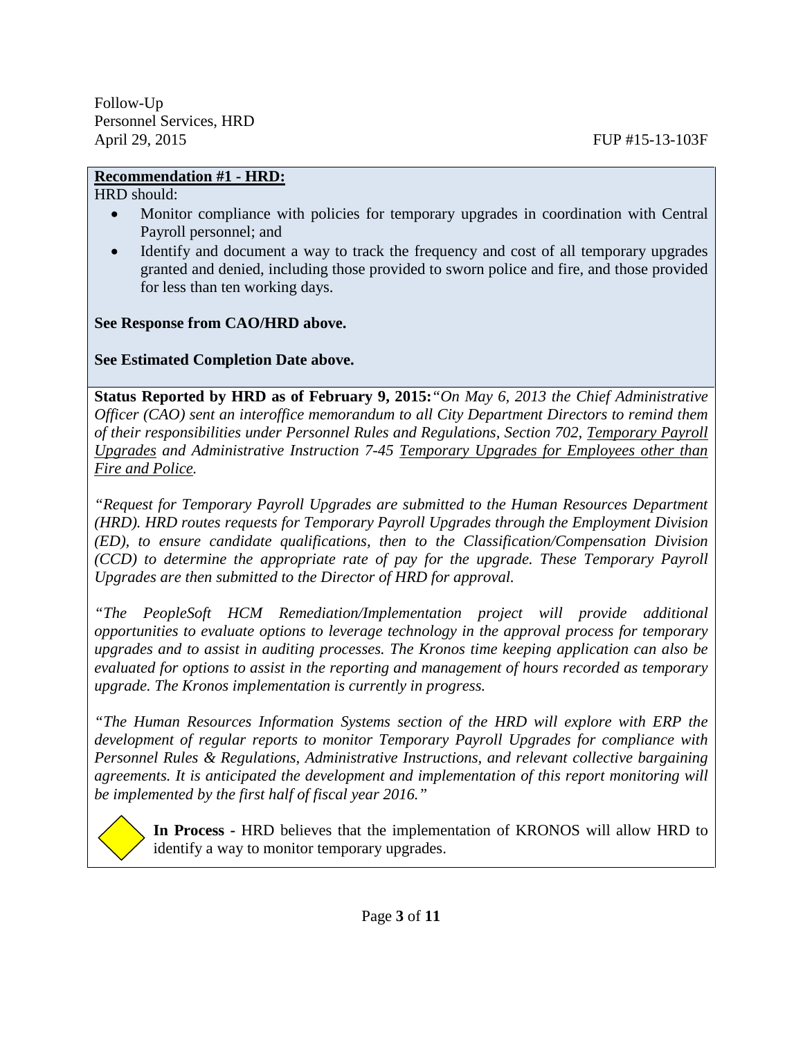**Recommendation #1 - HRD:**

HRD should:

- Monitor compliance with policies for temporary upgrades in coordination with Central Payroll personnel; and
- Identify and document a way to track the frequency and cost of all temporary upgrades granted and denied, including those provided to sworn police and fire, and those provided for less than ten working days.

**See Response from CAO/HRD above.**

**See Estimated Completion Date above.**

**Status Reported by HRD as of February 9, 2015:** *"On May 6, 2013 the Chief Administrative Officer (CAO) sent an interoffice memorandum to all City Department Directors to remind them of their responsibilities under Personnel Rules and Regulations, Section 702, Temporary Payroll Upgrades and Administrative Instruction 7-45 Temporary Upgrades for Employees other than Fire and Police.*

*"Request for Temporary Payroll Upgrades are submitted to the Human Resources Department (HRD). HRD routes requests for Temporary Payroll Upgrades through the Employment Division (ED), to ensure candidate qualifications, then to the Classification/Compensation Division (CCD) to determine the appropriate rate of pay for the upgrade. These Temporary Payroll Upgrades are then submitted to the Director of HRD for approval.*

*"The PeopleSoft HCM Remediation/Implementation project will provide additional opportunities to evaluate options to leverage technology in the approval process for temporary upgrades and to assist in auditing processes. The Kronos time keeping application can also be evaluated for options to assist in the reporting and management of hours recorded as temporary upgrade. The Kronos implementation is currently in progress.*

*"The Human Resources Information Systems section of the HRD will explore with ERP the development of regular reports to monitor Temporary Payroll Upgrades for compliance with Personnel Rules & Regulations, Administrative Instructions, and relevant collective bargaining agreements. It is anticipated the development and implementation of this report monitoring will be implemented by the first half of fiscal year 2016."*

**In Process** - HRD believes that the implementation of KRONOS will allow HRD to identify a way to monitor temporary upgrades.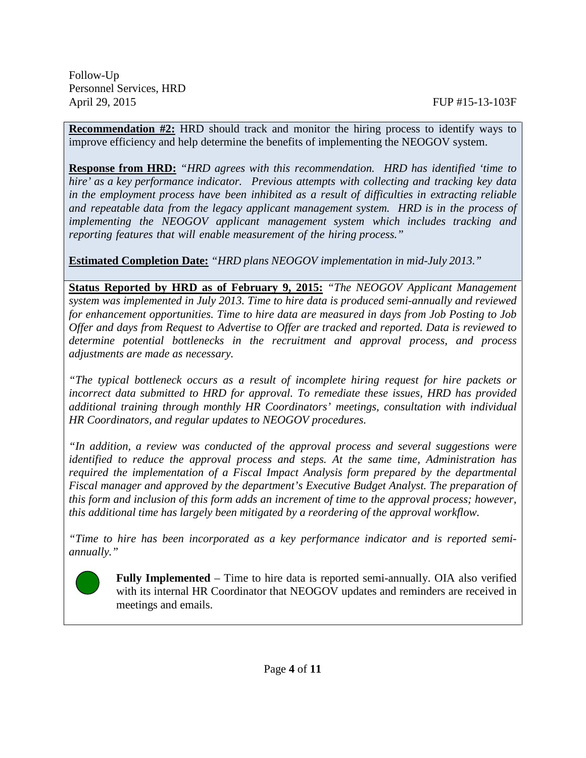**Recommendation #2:** HRD should track and monitor the hiring process to identify ways to improve efficiency and help determine the benefits of implementing the NEOGOV system.

**Response from HRD:** *"HRD agrees with this recommendation. HRD has identified 'time to hire' as a key performance indicator. Previous attempts with collecting and tracking key data in the employment process have been inhibited as a result of difficulties in extracting reliable and repeatable data from the legacy applicant management system. HRD is in the process of implementing the NEOGOV applicant management system which includes tracking and reporting features that will enable measurement of the hiring process."*

**Estimated Completion Date:** *"HRD plans NEOGOV implementation in mid-July 2013."*

**Status Reported by HRD as of February 9, 2015:** *"The NEOGOV Applicant Management system was implemented in July 2013. Time to hire data is produced semi-annually and reviewed for enhancement opportunities. Time to hire data are measured in days from Job Posting to Job Offer and days from Request to Advertise to Offer are tracked and reported. Data is reviewed to determine potential bottlenecks in the recruitment and approval process, and process adjustments are made as necessary.*

*"The typical bottleneck occurs as a result of incomplete hiring request for hire packets or incorrect data submitted to HRD for approval. To remediate these issues, HRD has provided additional training through monthly HR Coordinators' meetings, consultation with individual HR Coordinators, and regular updates to NEOGOV procedures.*

*"In addition, a review was conducted of the approval process and several suggestions were identified to reduce the approval process and steps. At the same time, Administration has required the implementation of a Fiscal Impact Analysis form prepared by the departmental Fiscal manager and approved by the department's Executive Budget Analyst. The preparation of this form and inclusion of this form adds an increment of time to the approval process; however, this additional time has largely been mitigated by a reordering of the approval workflow.*

*"Time to hire has been incorporated as a key performance indicator and is reported semi-annually."*

**Fully Implemented** – Time to hire data is reported semi-annually. OIA also verified with its internal HR Coordinator that NEOGOV updates and reminders are received in meetings and emails.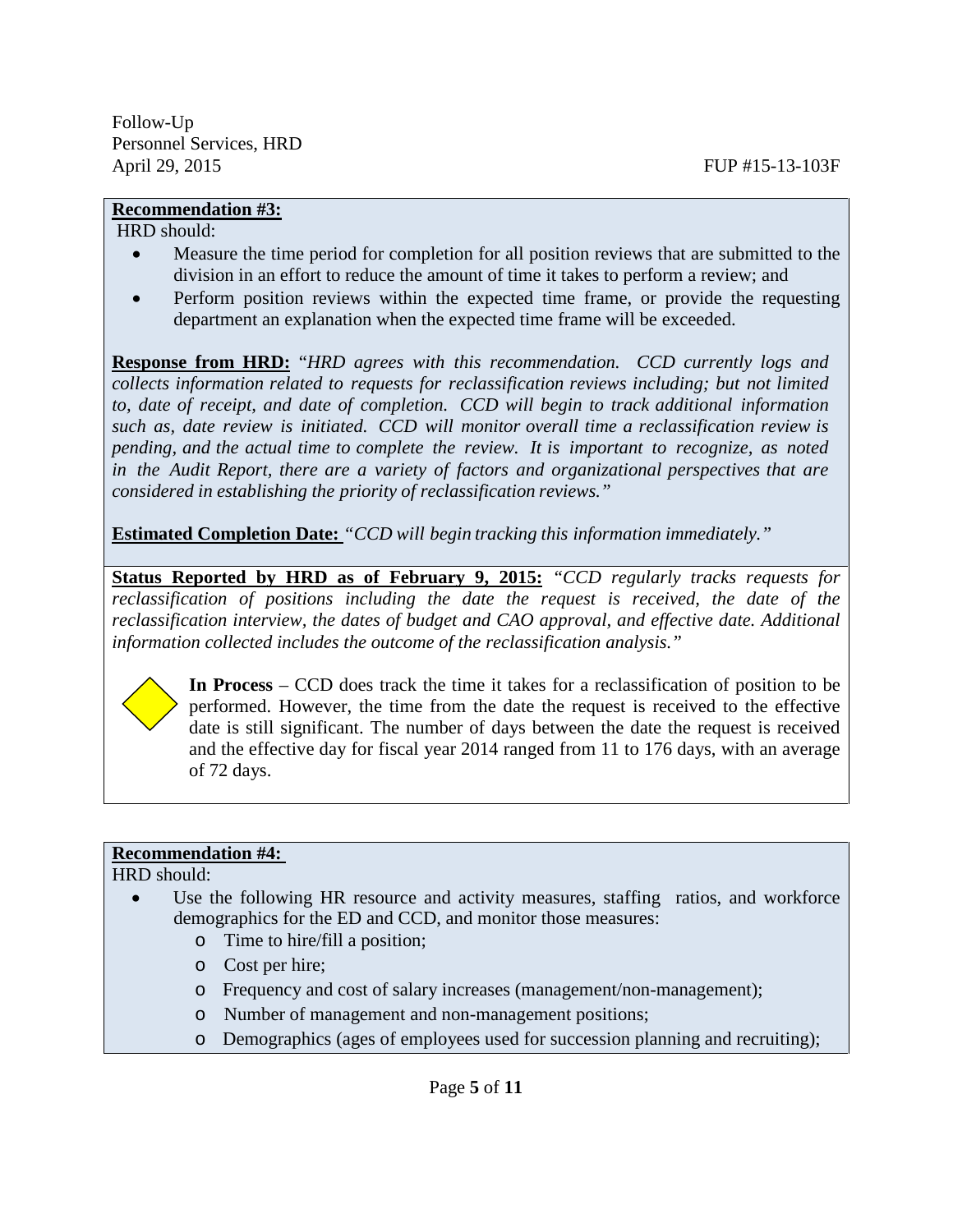**Recommendation #3:**

HRD should:

- Measure the time period for completion for all position reviews that are submitted to the division in an effort to reduce the amount of time it takes to perform a review; and
- Perform position reviews within the expected time frame, or provide the requesting department an explanation when the expected time frame will be exceeded.

**Response from HRD:** "*HRD agrees with this recommendation. CCD currently logs and collects information related to requests for reclassification reviews including; but not limited to, date of receipt, and date of completion. CCD will begin to track additional information such as, date review is initiated. CCD will monitor overall time a reclassification review is pending, and the actual time to complete the review. It is important to recognize, as noted in the Audit Report, there are a variety of factors and organizational perspectives that are considered in establishing the priority of reclassification reviews.*"

**Estimated Completion Date:** "*CCD will begin tracking this information immediately.*"

**Status Reported by HRD as of February 9, 2015:** "*CCD regularly tracks requests for reclassification of positions including the date the request is received, the date of the reclassification interview, the dates of budget and CAO approval, and effective date. Additional information collected includes the outcome of the reclassification analysis.*"

**In Process** – CCD does track the time it takes for a reclassification of position to be performed. However, the time from the date the request is received to the effective date is still significant. The number of days between the date the request is received and the effective day for fiscal year 2014 ranged from 11 to 176 days, with an average of 72 days.

**Recommendation #4:**

HRD should:

- Use the following HR resource and activity measures, staffing ratios, and workforce demographics for the ED and CCD, and monitor those measures:
  - Time to hire/fill a position;
  - Cost per hire;
  - Frequency and cost of salary increases (management/non-management);
  - Number of management and non-management positions;
  - Demographics (ages of employees used for succession planning and recruiting);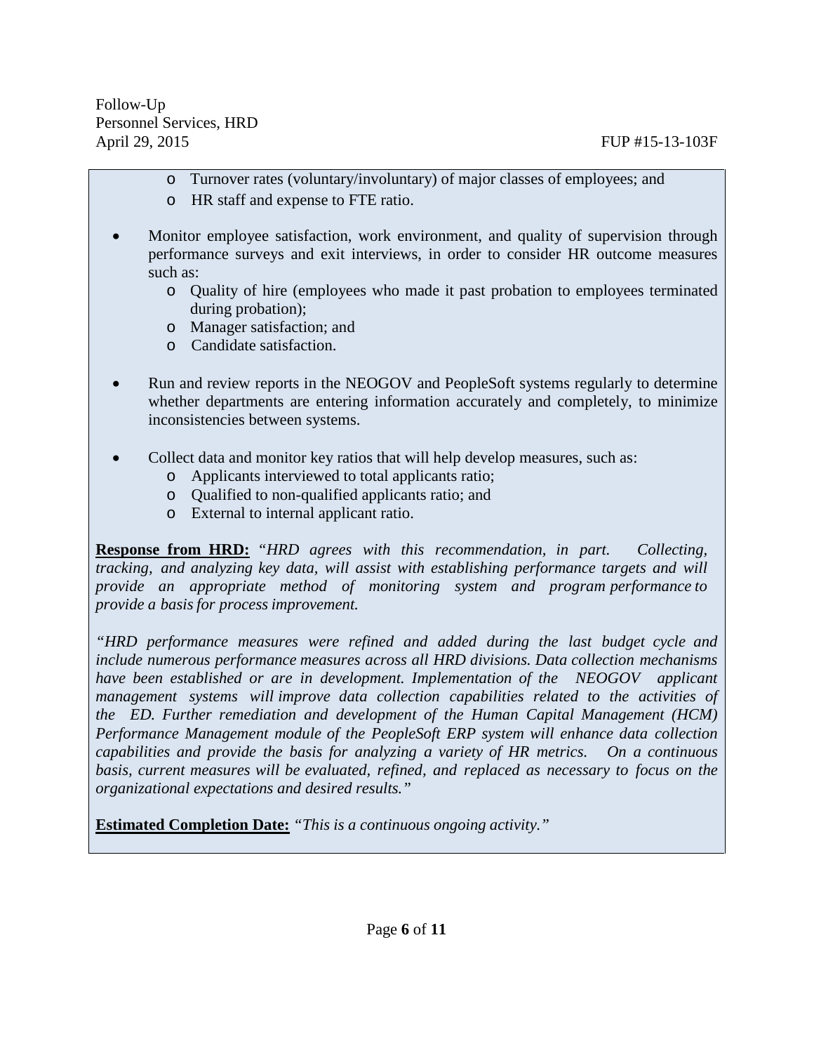- Turnover rates (voluntary/involuntary) of major classes of employees; and
- HR staff and expense to FTE ratio.

- Monitor employee satisfaction, work environment, and quality of supervision through performance surveys and exit interviews, in order to consider HR outcome measures such as:
  - Quality of hire (employees who made it past probation to employees terminated during probation);
  - Manager satisfaction; and
  - Candidate satisfaction.

- Run and review reports in the NEOGOV and PeopleSoft systems regularly to determine whether departments are entering information accurately and completely, to minimize inconsistencies between systems.

- Collect data and monitor key ratios that will help develop measures, such as:
  - Applicants interviewed to total applicants ratio;
  - Qualified to non-qualified applicants ratio; and
  - External to internal applicant ratio.

**Response from HRD:** *"HRD agrees with this recommendation, in part. Collecting, tracking, and analyzing key data, will assist with establishing performance targets and will provide an appropriate method of monitoring system and program performance to provide a basis for process improvement.*

*"HRD performance measures were refined and added during the last budget cycle and include numerous performance measures across all HRD divisions. Data collection mechanisms have been established or are in development. Implementation of the NEOGOV applicant management systems will improve data collection capabilities related to the activities of the ED. Further remediation and development of the Human Capital Management (HCM) Performance Management module of the PeopleSoft ERP system will enhance data collection capabilities and provide the basis for analyzing a variety of HR metrics. On a continuous basis, current measures will be evaluated, refined, and replaced as necessary to focus on the organizational expectations and desired results."*

**Estimated Completion Date:** *"This is a continuous ongoing activity."*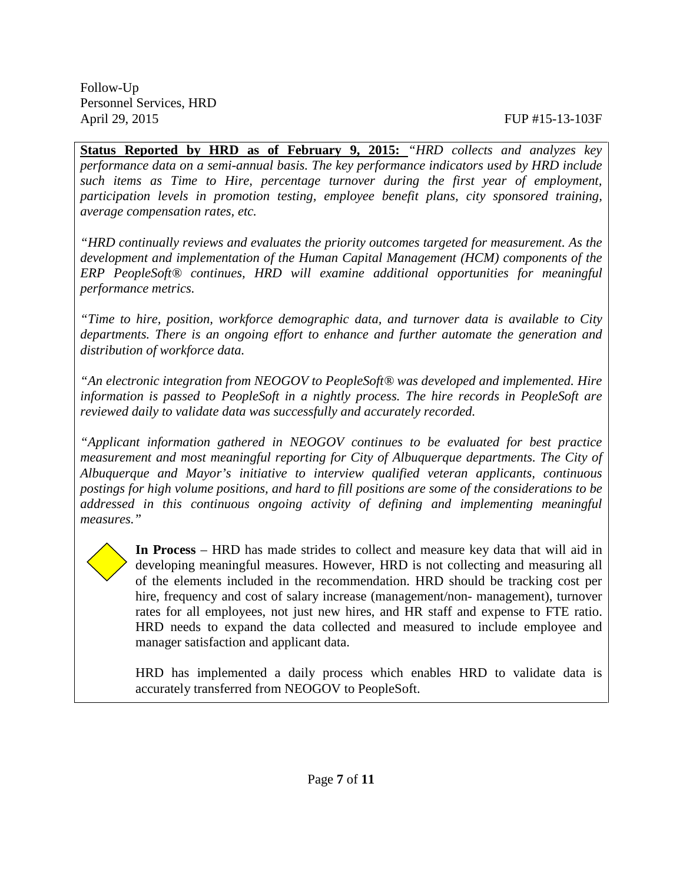**Status Reported by HRD as of February 9, 2015:** *"HRD collects and analyzes key performance data on a semi-annual basis. The key performance indicators used by HRD include such items as Time to Hire, percentage turnover during the first year of employment, participation levels in promotion testing, employee benefit plans, city sponsored training, average compensation rates, etc.*

*"HRD continually reviews and evaluates the priority outcomes targeted for measurement. As the development and implementation of the Human Capital Management (HCM) components of the ERP PeopleSoft® continues, HRD will examine additional opportunities for meaningful performance metrics.*

*"Time to hire, position, workforce demographic data, and turnover data is available to City departments. There is an ongoing effort to enhance and further automate the generation and distribution of workforce data.*

*"An electronic integration from NEOGOV to PeopleSoft® was developed and implemented. Hire information is passed to PeopleSoft in a nightly process. The hire records in PeopleSoft are reviewed daily to validate data was successfully and accurately recorded.*

*"Applicant information gathered in NEOGOV continues to be evaluated for best practice measurement and most meaningful reporting for City of Albuquerque departments. The City of Albuquerque and Mayor's initiative to interview qualified veteran applicants, continuous postings for high volume positions, and hard to fill positions are some of the considerations to be addressed in this continuous ongoing activity of defining and implementing meaningful measures."*

**In Process** – HRD has made strides to collect and measure key data that will aid in developing meaningful measures. However, HRD is not collecting and measuring all of the elements included in the recommendation. HRD should be tracking cost per hire, frequency and cost of salary increase (management/non- management), turnover rates for all employees, not just new hires, and HR staff and expense to FTE ratio. HRD needs to expand the data collected and measured to include employee and manager satisfaction and applicant data.

HRD has implemented a daily process which enables HRD to validate data is accurately transferred from NEOGOV to PeopleSoft.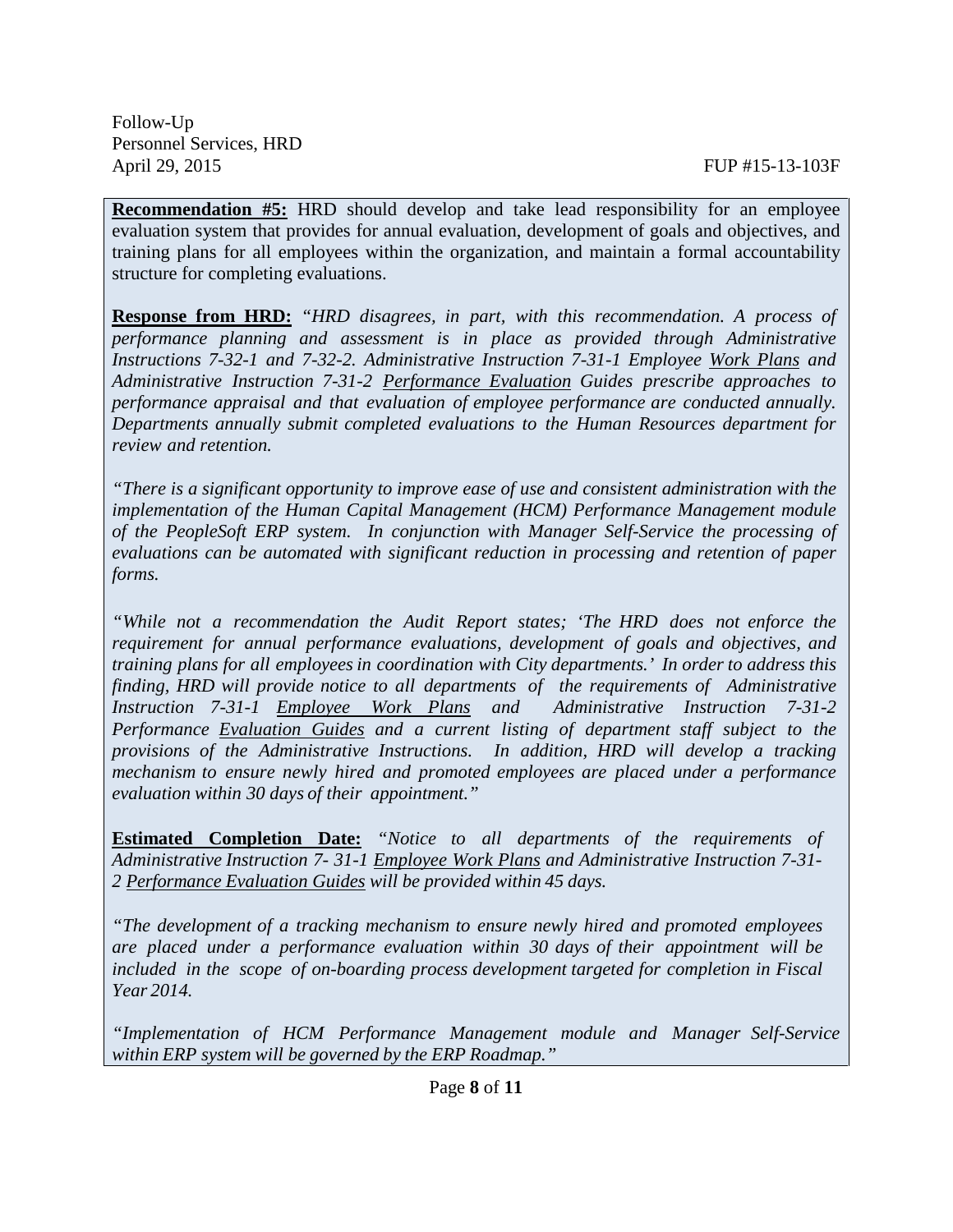**Recommendation #5:** HRD should develop and take lead responsibility for an employee evaluation system that provides for annual evaluation, development of goals and objectives, and training plans for all employees within the organization, and maintain a formal accountability structure for completing evaluations.

**Response from HRD:** *"HRD disagrees, in part, with this recommendation. A process of performance planning and assessment is in place as provided through Administrative Instructions 7-32-1 and 7-32-2. Administrative Instruction 7-31-1 Employee Work Plans and Administrative Instruction 7-31-2 Performance Evaluation Guides prescribe approaches to performance appraisal and that evaluation of employee performance are conducted annually. Departments annually submit completed evaluations to the Human Resources department for review and retention.*

*"There is a significant opportunity to improve ease of use and consistent administration with the implementation of the Human Capital Management (HCM) Performance Management module of the PeopleSoft ERP system. In conjunction with Manager Self-Service the processing of evaluations can be automated with significant reduction in processing and retention of paper forms.*

*"While not a recommendation the Audit Report states; 'The HRD does not enforce the requirement for annual performance evaluations, development of goals and objectives, and training plans for all employees in coordination with City departments.' In order to address this finding, HRD will provide notice to all departments of the requirements of Administrative Instruction 7-31-1 Employee Work Plans and Administrative Instruction 7-31-2 Performance Evaluation Guides and a current listing of department staff subject to the provisions of the Administrative Instructions. In addition, HRD will develop a tracking mechanism to ensure newly hired and promoted employees are placed under a performance evaluation within 30 days of their appointment."*

**Estimated Completion Date:** *"Notice to all departments of the requirements of Administrative Instruction 7- 31-1 Employee Work Plans and Administrative Instruction 7-31-2 Performance Evaluation Guides will be provided within 45 days.*

*"The development of a tracking mechanism to ensure newly hired and promoted employees are placed under a performance evaluation within 30 days of their appointment will be included in the scope of on-boarding process development targeted for completion in Fiscal Year 2014.*

*"Implementation of HCM Performance Management module and Manager Self-Service within ERP system will be governed by the ERP Roadmap."*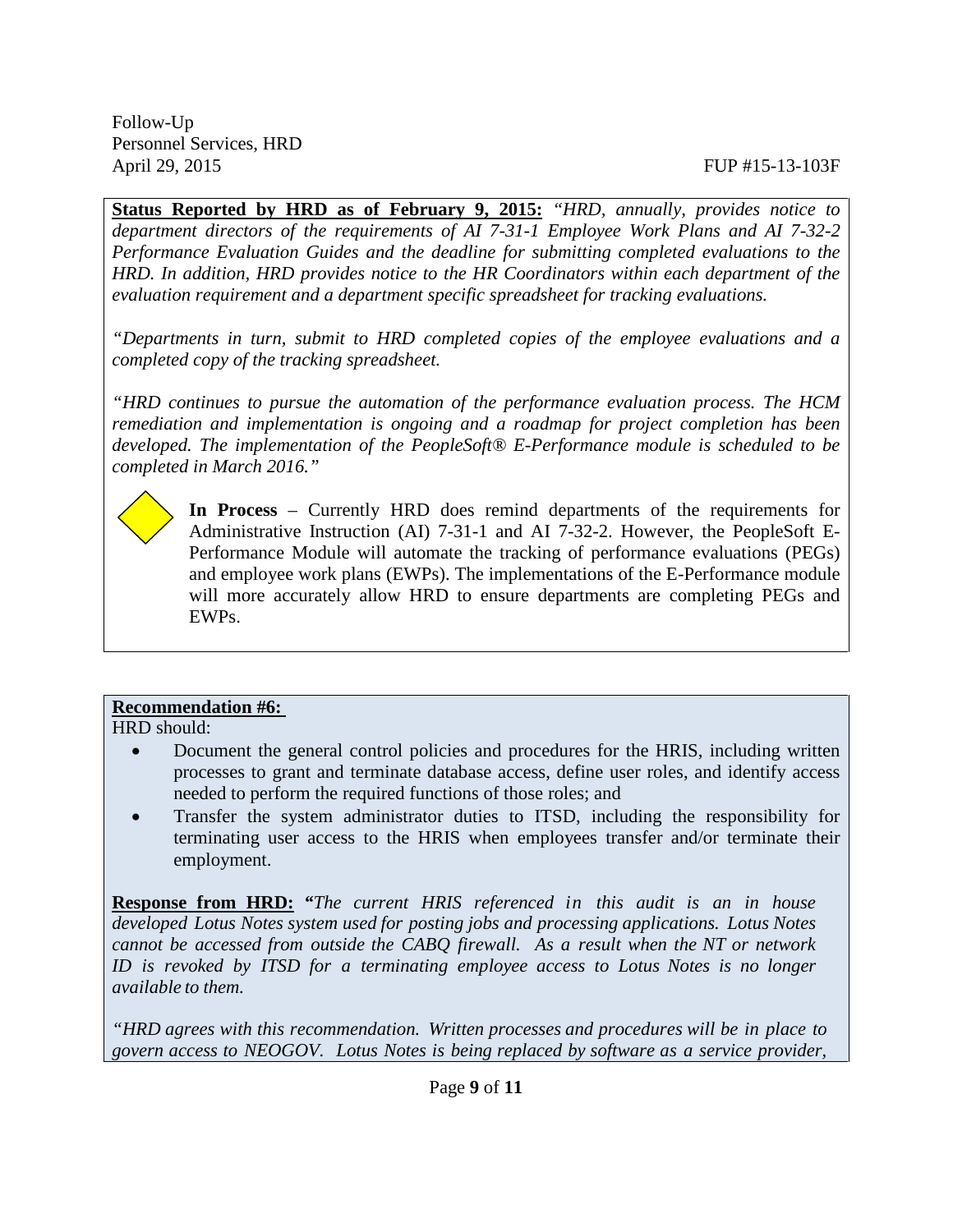**Status Reported by HRD as of February 9, 2015:** *"HRD, annually, provides notice to department directors of the requirements of AI 7-31-1 Employee Work Plans and AI 7-32-2 Performance Evaluation Guides and the deadline for submitting completed evaluations to the HRD. In addition, HRD provides notice to the HR Coordinators within each department of the evaluation requirement and a department specific spreadsheet for tracking evaluations.*

*"Departments in turn, submit to HRD completed copies of the employee evaluations and a completed copy of the tracking spreadsheet.*

*"HRD continues to pursue the automation of the performance evaluation process. The HCM remediation and implementation is ongoing and a roadmap for project completion has been developed. The implementation of the PeopleSoft® E-Performance module is scheduled to be completed in March 2016."*

**In Process** – Currently HRD does remind departments of the requirements for Administrative Instruction (AI) 7-31-1 and AI 7-32-2. However, the PeopleSoft E-Performance Module will automate the tracking of performance evaluations (PEGs) and employee work plans (EWPs). The implementations of the E-Performance module will more accurately allow HRD to ensure departments are completing PEGs and EWPs.

**Recommendation #6:**

HRD should:

- Document the general control policies and procedures for the HRIS, including written processes to grant and terminate database access, define user roles, and identify access needed to perform the required functions of those roles; and
- Transfer the system administrator duties to ITSD, including the responsibility for terminating user access to the HRIS when employees transfer and/or terminate their employment.

**Response from HRD:** *"The current HRIS referenced in this audit is an in house developed Lotus Notes system used for posting jobs and processing applications. Lotus Notes cannot be accessed from outside the CABQ firewall. As a result when the NT or network ID is revoked by ITSD for a terminating employee access to Lotus Notes is no longer available to them.*

*"HRD agrees with this recommendation. Written processes and procedures will be in place to govern access to NEOGOV. Lotus Notes is being replaced by software as a service provider,*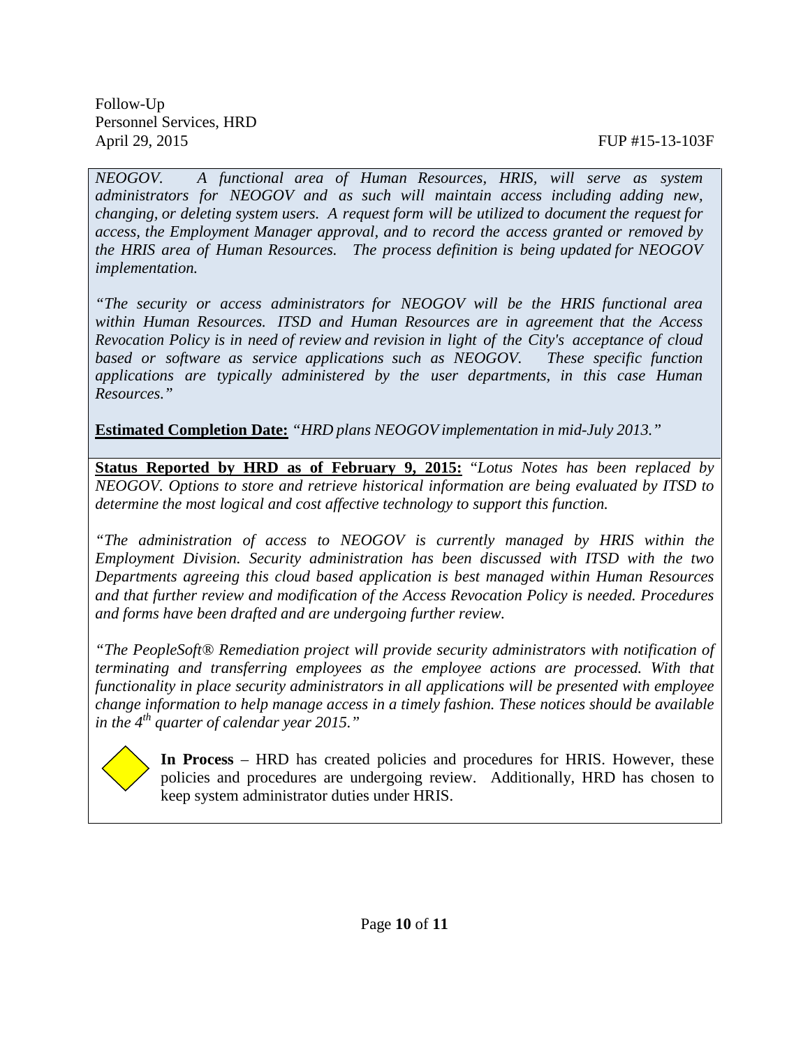*NEOGOV. A functional area of Human Resources, HRIS, will serve as system administrators for NEOGOV and as such will maintain access including adding new, changing, or deleting system users. A request form will be utilized to document the request for access, the Employment Manager approval, and to record the access granted or removed by the HRIS area of Human Resources. The process definition is being updated for NEOGOV implementation.*

*"The security or access administrators for NEOGOV will be the HRIS functional area within Human Resources. ITSD and Human Resources are in agreement that the Access Revocation Policy is in need of review and revision in light of the City's acceptance of cloud based or software as service applications such as NEOGOV. These specific function applications are typically administered by the user departments, in this case Human Resources."*

**Estimated Completion Date:** *"HRD plans NEOGOV implementation in mid-July 2013."*

**Status Reported by HRD as of February 9, 2015:** *"Lotus Notes has been replaced by NEOGOV. Options to store and retrieve historical information are being evaluated by ITSD to determine the most logical and cost affective technology to support this function.*

*"The administration of access to NEOGOV is currently managed by HRIS within the Employment Division. Security administration has been discussed with ITSD with the two Departments agreeing this cloud based application is best managed within Human Resources and that further review and modification of the Access Revocation Policy is needed. Procedures and forms have been drafted and are undergoing further review.*

*"The PeopleSoft® Remediation project will provide security administrators with notification of terminating and transferring employees as the employee actions are processed. With that functionality in place security administrators in all applications will be presented with employee change information to help manage access in a timely fashion. These notices should be available in the 4th quarter of calendar year 2015."*

**In Process** – HRD has created policies and procedures for HRIS. However, these policies and procedures are undergoing review. Additionally, HRD has chosen to keep system administrator duties under HRIS.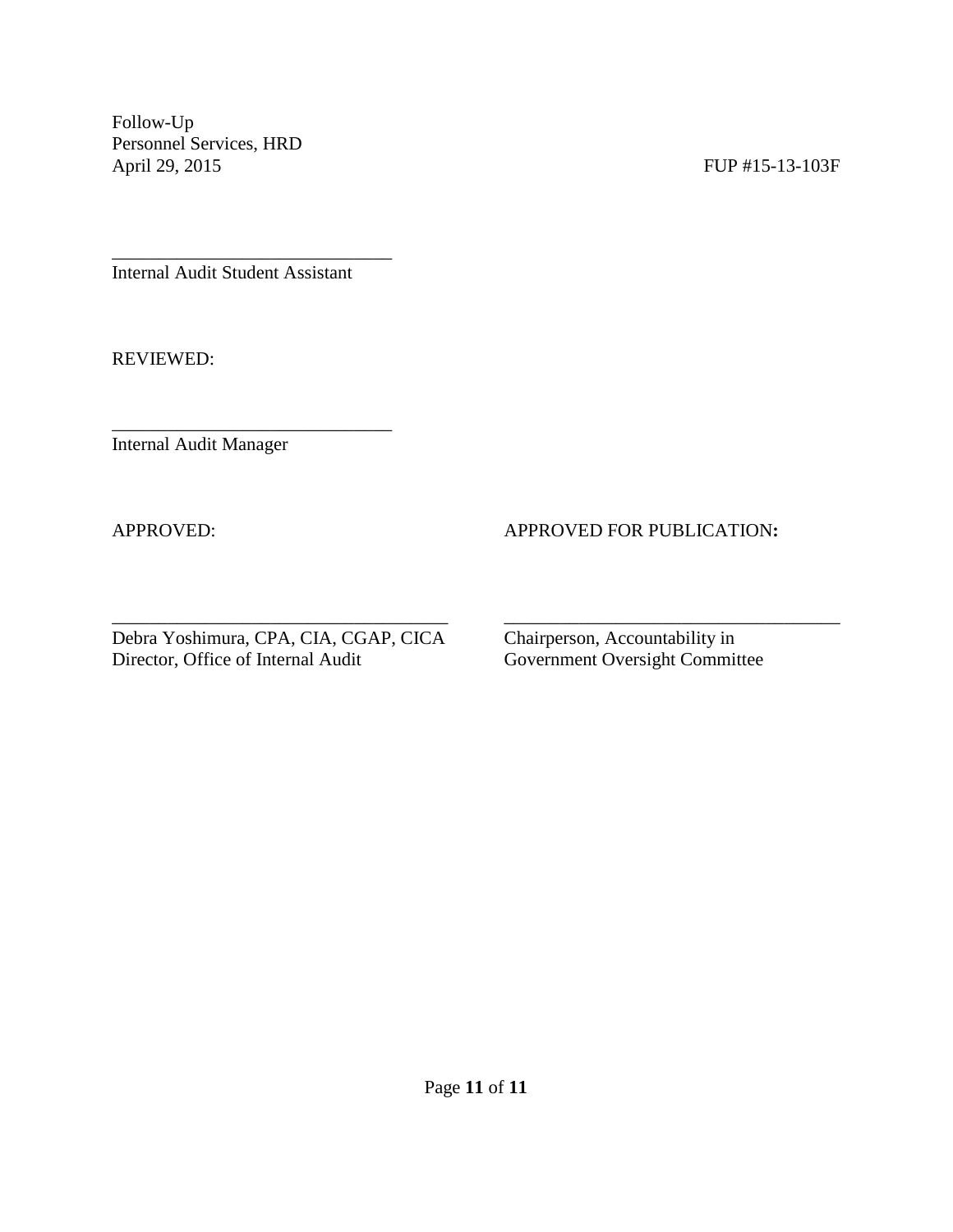Follow-Up
Personnel Services, HRD
April 29, 2015 FUP #15-13-103F

_______________________________
Internal Audit Student Assistant

REVIEWED:

_______________________________
Internal Audit Manager

APPROVED:

_____________________________________
Debra Yoshimura, CPA, CIA, CGAP, CICA
Director, Office of Internal Audit

APPROVED FOR PUBLICATION**:**

_____________________________________
Chairperson, Accountability in
Government Oversight Committee